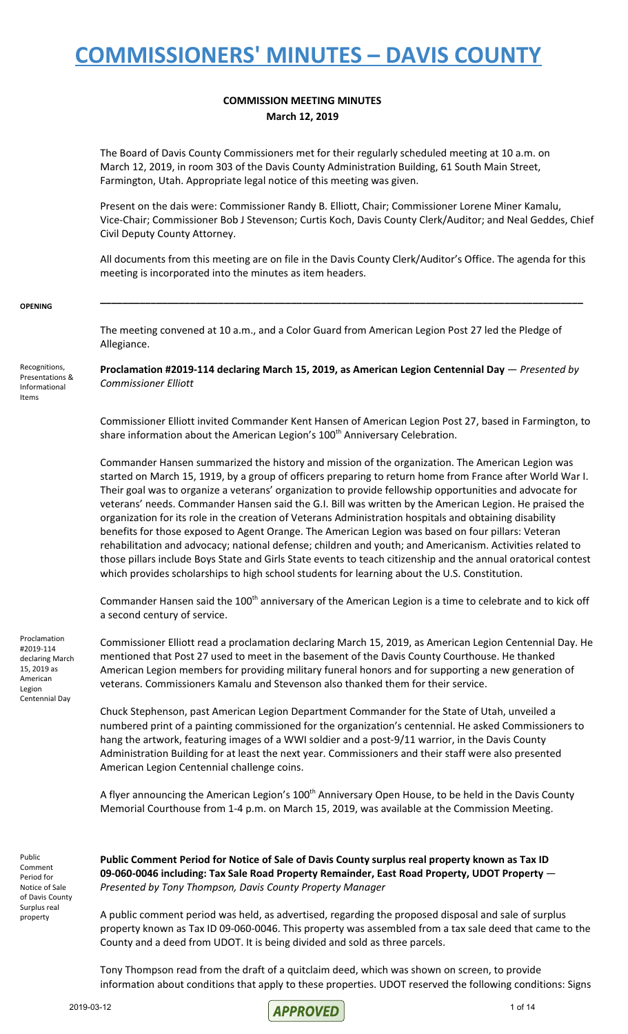# COMMISSIONERS' MINUTES – DAVIS COUNTY

## COMMISSION MEETING MINUTES
**March 12, 2019**

The Board of Davis County Commissioners met for their regularly scheduled meeting at 10 a.m. on March 12, 2019, in room 303 of the Davis County Administration Building, 61 South Main Street, Farmington, Utah. Appropriate legal notice of this meeting was given.

Present on the dais were: Commissioner Randy B. Elliott, Chair; Commissioner Lorene Miner Kamalu, Vice-Chair; Commissioner Bob J Stevenson; Curtis Koch, Davis County Clerk/Auditor; and Neal Geddes, Chief Civil Deputy County Attorney.

All documents from this meeting are on file in the Davis County Clerk/Auditor's Office. The agenda for this meeting is incorporated into the minutes as item headers.

**OPENING**

---

The meeting convened at 10 a.m., and a Color Guard from American Legion Post 27 led the Pledge of Allegiance.

Recognitions, Presentations & Informational Items

**Proclamation #2019-114 declaring March 15, 2019, as American Legion Centennial Day** — *Presented by Commissioner Elliott*

Commissioner Elliott invited Commander Kent Hansen of American Legion Post 27, based in Farmington, to share information about the American Legion's 100th Anniversary Celebration.

Commander Hansen summarized the history and mission of the organization. The American Legion was started on March 15, 1919, by a group of officers preparing to return home from France after World War I. Their goal was to organize a veterans' organization to provide fellowship opportunities and advocate for veterans' needs. Commander Hansen said the G.I. Bill was written by the American Legion. He praised the organization for its role in the creation of Veterans Administration hospitals and obtaining disability benefits for those exposed to Agent Orange. The American Legion was based on four pillars: Veteran rehabilitation and advocacy; national defense; children and youth; and Americanism. Activities related to those pillars include Boys State and Girls State events to teach citizenship and the annual oratorical contest which provides scholarships to high school students for learning about the U.S. Constitution.

Commander Hansen said the 100th anniversary of the American Legion is a time to celebrate and to kick off a second century of service.

Proclamation #2019-114 declaring March 15, 2019 as American Legion Centennial Day

Commissioner Elliott read a proclamation declaring March 15, 2019, as American Legion Centennial Day. He mentioned that Post 27 used to meet in the basement of the Davis County Courthouse. He thanked American Legion members for providing military funeral honors and for supporting a new generation of veterans. Commissioners Kamalu and Stevenson also thanked them for their service.

Chuck Stephenson, past American Legion Department Commander for the State of Utah, unveiled a numbered print of a painting commissioned for the organization's centennial. He asked Commissioners to hang the artwork, featuring images of a WWI soldier and a post-9/11 warrior, in the Davis County Administration Building for at least the next year. Commissioners and their staff were also presented American Legion Centennial challenge coins.

A flyer announcing the American Legion's 100th Anniversary Open House, to be held in the Davis County Memorial Courthouse from 1-4 p.m. on March 15, 2019, was available at the Commission Meeting.

Public Comment Period for Notice of Sale of Davis County Surplus real property

**Public Comment Period for Notice of Sale of Davis County surplus real property known as Tax ID 09-060-0046 including: Tax Sale Road Property Remainder, East Road Property, UDOT Property** — *Presented by Tony Thompson, Davis County Property Manager*

A public comment period was held, as advertised, regarding the proposed disposal and sale of surplus property known as Tax ID 09-060-0046. This property was assembled from a tax sale deed that came to the County and a deed from UDOT. It is being divided and sold as three parcels.

Tony Thompson read from the draft of a quitclaim deed, which was shown on screen, to provide information about conditions that apply to these properties. UDOT reserved the following conditions: Signs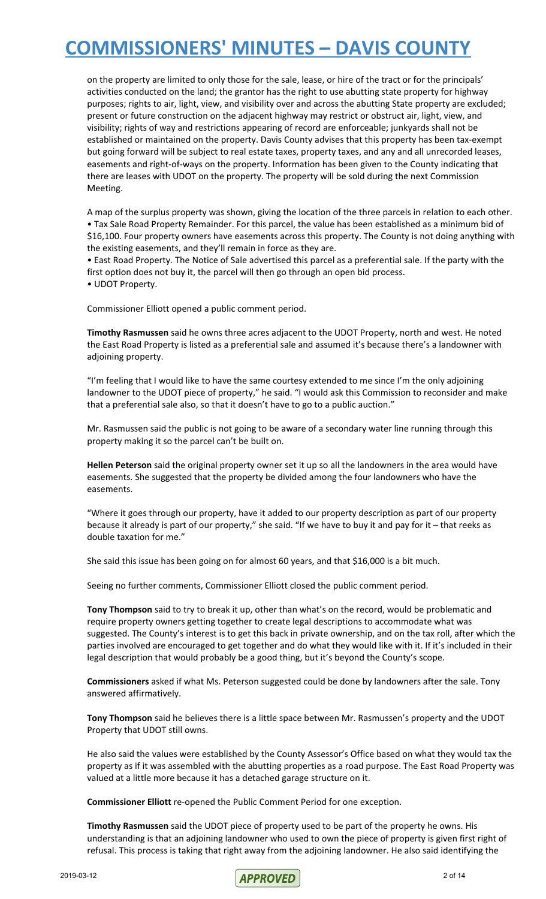on the property are limited to only those for the sale, lease, or hire of the tract or for the principals' activities conducted on the land; the grantor has the right to use abutting state property for highway purposes; rights to air, light, view, and visibility over and across the abutting State property are excluded; present or future construction on the adjacent highway may restrict or obstruct air, light, view, and visibility; rights of way and restrictions appearing of record are enforceable; junkyards shall not be established or maintained on the property. Davis County advises that this property has been tax-exempt but going forward will be subject to real estate taxes, property taxes, and any and all unrecorded leases, easements and right-of-ways on the property. Information has been given to the County indicating that there are leases with UDOT on the property. The property will be sold during the next Commission Meeting.

A map of the surplus property was shown, giving the location of the three parcels in relation to each other.

- Tax Sale Road Property Remainder. For this parcel, the value has been established as a minimum bid of $16,100. Four property owners have easements across this property. The County is not doing anything with the existing easements, and they'll remain in force as they are.
- East Road Property. The Notice of Sale advertised this parcel as a preferential sale. If the party with the first option does not buy it, the parcel will then go through an open bid process.
- UDOT Property.

Commissioner Elliott opened a public comment period.

**Timothy Rasmussen** said he owns three acres adjacent to the UDOT Property, north and west. He noted the East Road Property is listed as a preferential sale and assumed it's because there's a landowner with adjoining property.

"I'm feeling that I would like to have the same courtesy extended to me since I'm the only adjoining landowner to the UDOT piece of property," he said. "I would ask this Commission to reconsider and make that a preferential sale also, so that it doesn't have to go to a public auction."

Mr. Rasmussen said the public is not going to be aware of a secondary water line running through this property making it so the parcel can't be built on.

**Hellen Peterson** said the original property owner set it up so all the landowners in the area would have easements. She suggested that the property be divided among the four landowners who have the easements.

"Where it goes through our property, have it added to our property description as part of our property because it already is part of our property," she said. "If we have to buy it and pay for it – that reeks as double taxation for me."

She said this issue has been going on for almost 60 years, and that $16,000 is a bit much.

Seeing no further comments, Commissioner Elliott closed the public comment period.

**Tony Thompson** said to try to break it up, other than what's on the record, would be problematic and require property owners getting together to create legal descriptions to accommodate what was suggested. The County's interest is to get this back in private ownership, and on the tax roll, after which the parties involved are encouraged to get together and do what they would like with it. If it's included in their legal description that would probably be a good thing, but it's beyond the County's scope.

**Commissioners** asked if what Ms. Peterson suggested could be done by landowners after the sale. Tony answered affirmatively.

**Tony Thompson** said he believes there is a little space between Mr. Rasmussen's property and the UDOT Property that UDOT still owns.

He also said the values were established by the County Assessor's Office based on what they would tax the property as if it was assembled with the abutting properties as a road purpose. The East Road Property was valued at a little more because it has a detached garage structure on it.

**Commissioner Elliott** re-opened the Public Comment Period for one exception.

**Timothy Rasmussen** said the UDOT piece of property used to be part of the property he owns. His understanding is that an adjoining landowner who used to own the piece of property is given first right of refusal. This process is taking that right away from the adjoining landowner. He also said identifying the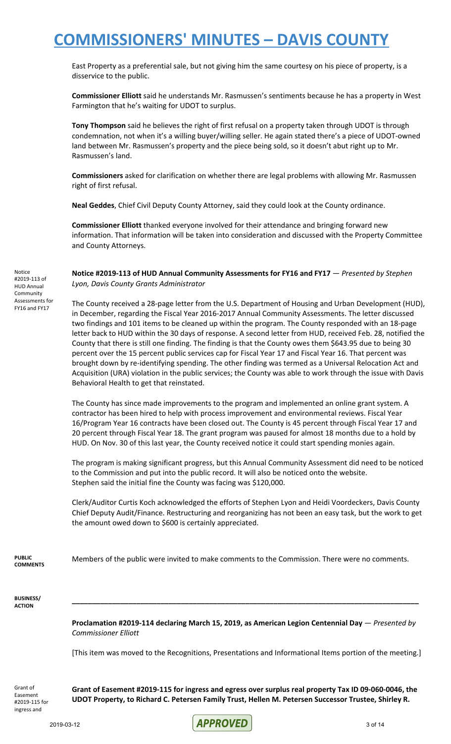East Property as a preferential sale, but not giving him the same courtesy on his piece of property, is a disservice to the public.

**Commissioner Elliott** said he understands Mr. Rasmussen's sentiments because he has a property in West Farmington that he's waiting for UDOT to surplus.

**Tony Thompson** said he believes the right of first refusal on a property taken through UDOT is through condemnation, not when it's a willing buyer/willing seller. He again stated there's a piece of UDOT-owned land between Mr. Rasmussen's property and the piece being sold, so it doesn't abut right up to Mr. Rasmussen's land.

**Commissioners** asked for clarification on whether there are legal problems with allowing Mr. Rasmussen right of first refusal.

**Neal Geddes**, Chief Civil Deputy County Attorney, said they could look at the County ordinance.

**Commissioner Elliott** thanked everyone involved for their attendance and bringing forward new information. That information will be taken into consideration and discussed with the Property Committee and County Attorneys.

Notice #2019-113 of HUD Annual Community Assessments for FY16 and FY17

**Notice #2019-113 of HUD Annual Community Assessments for FY16 and FY17** — *Presented by Stephen Lyon, Davis County Grants Administrator*

The County received a 28-page letter from the U.S. Department of Housing and Urban Development (HUD), in December, regarding the Fiscal Year 2016-2017 Annual Community Assessments. The letter discussed two findings and 101 items to be cleaned up within the program. The County responded with an 18-page letter back to HUD within the 30 days of response. A second letter from HUD, received Feb. 28, notified the County that there is still one finding. The finding is that the County owes them $643.95 due to being 30 percent over the 15 percent public services cap for Fiscal Year 17 and Fiscal Year 16. That percent was brought down by re-identifying spending. The other finding was termed as a Universal Relocation Act and Acquisition (URA) violation in the public services; the County was able to work through the issue with Davis Behavioral Health to get that reinstated.

The County has since made improvements to the program and implemented an online grant system. A contractor has been hired to help with process improvement and environmental reviews. Fiscal Year 16/Program Year 16 contracts have been closed out. The County is 45 percent through Fiscal Year 17 and 20 percent through Fiscal Year 18. The grant program was paused for almost 18 months due to a hold by HUD. On Nov. 30 of this last year, the County received notice it could start spending monies again.

The program is making significant progress, but this Annual Community Assessment did need to be noticed to the Commission and put into the public record. It will also be noticed onto the website. Stephen said the initial fine the County was facing was $120,000.

Clerk/Auditor Curtis Koch acknowledged the efforts of Stephen Lyon and Heidi Voordeckers, Davis County Chief Deputy Audit/Finance. Restructuring and reorganizing has not been an easy task, but the work to get the amount owed down to $600 is certainly appreciated.

**PUBLIC COMMENTS**

Members of the public were invited to make comments to the Commission. There were no comments.

**BUSINESS/ ACTION**

---

**Proclamation #2019-114 declaring March 15, 2019, as American Legion Centennial Day** — *Presented by Commissioner Elliott*

[This item was moved to the Recognitions, Presentations and Informational Items portion of the meeting.]

Grant of Easement #2019-115 for ingress and

**Grant of Easement #2019-115 for ingress and egress over surplus real property Tax ID 09-060-0046, the UDOT Property, to Richard C. Petersen Family Trust, Hellen M. Petersen Successor Trustee, Shirley R.**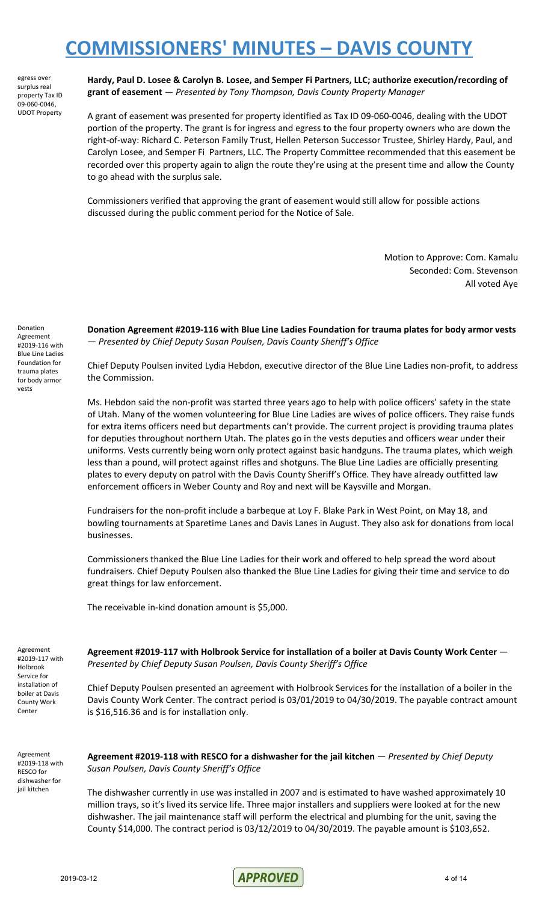# COMMISSIONERS' MINUTES – DAVIS COUNTY

egress over surplus real property Tax ID 09-060-0046, UDOT Property

**Hardy, Paul D. Losee & Carolyn B. Losee, and Semper Fi Partners, LLC; authorize execution/recording of grant of easement** — *Presented by Tony Thompson, Davis County Property Manager*

A grant of easement was presented for property identified as Tax ID 09-060-0046, dealing with the UDOT portion of the property. The grant is for ingress and egress to the four property owners who are down the right-of-way: Richard C. Peterson Family Trust, Hellen Peterson Successor Trustee, Shirley Hardy, Paul, and Carolyn Losee, and Semper Fi Partners, LLC. The Property Committee recommended that this easement be recorded over this property again to align the route they're using at the present time and allow the County to go ahead with the surplus sale.

Commissioners verified that approving the grant of easement would still allow for possible actions discussed during the public comment period for the Notice of Sale.

Motion to Approve: Com. Kamalu
Seconded: Com. Stevenson
All voted Aye

Donation Agreement #2019-116 with Blue Line Ladies Foundation for trauma plates for body armor vests

**Donation Agreement #2019-116 with Blue Line Ladies Foundation for trauma plates for body armor vests** — *Presented by Chief Deputy Susan Poulsen, Davis County Sheriff's Office*

Chief Deputy Poulsen invited Lydia Hebdon, executive director of the Blue Line Ladies non-profit, to address the Commission.

Ms. Hebdon said the non-profit was started three years ago to help with police officers' safety in the state of Utah. Many of the women volunteering for Blue Line Ladies are wives of police officers. They raise funds for extra items officers need but departments can't provide. The current project is providing trauma plates for deputies throughout northern Utah. The plates go in the vests deputies and officers wear under their uniforms. Vests currently being worn only protect against basic handguns. The trauma plates, which weigh less than a pound, will protect against rifles and shotguns. The Blue Line Ladies are officially presenting plates to every deputy on patrol with the Davis County Sheriff's Office. They have already outfitted law enforcement officers in Weber County and Roy and next will be Kaysville and Morgan.

Fundraisers for the non-profit include a barbeque at Loy F. Blake Park in West Point, on May 18, and bowling tournaments at Sparetime Lanes and Davis Lanes in August. They also ask for donations from local businesses.

Commissioners thanked the Blue Line Ladies for their work and offered to help spread the word about fundraisers. Chief Deputy Poulsen also thanked the Blue Line Ladies for giving their time and service to do great things for law enforcement.

The receivable in-kind donation amount is $5,000.

Agreement #2019-117 with Holbrook Service for installation of boiler at Davis County Work Center

**Agreement #2019-117 with Holbrook Service for installation of a boiler at Davis County Work Center** — *Presented by Chief Deputy Susan Poulsen, Davis County Sheriff's Office*

Chief Deputy Poulsen presented an agreement with Holbrook Services for the installation of a boiler in the Davis County Work Center. The contract period is 03/01/2019 to 04/30/2019. The payable contract amount is $16,516.36 and is for installation only.

Agreement #2019-118 with RESCO for dishwasher for jail kitchen

**Agreement #2019-118 with RESCO for a dishwasher for the jail kitchen** — *Presented by Chief Deputy Susan Poulsen, Davis County Sheriff's Office*

The dishwasher currently in use was installed in 2007 and is estimated to have washed approximately 10 million trays, so it's lived its service life. Three major installers and suppliers were looked at for the new dishwasher. The jail maintenance staff will perform the electrical and plumbing for the unit, saving the County $14,000. The contract period is 03/12/2019 to 04/30/2019. The payable amount is $103,652.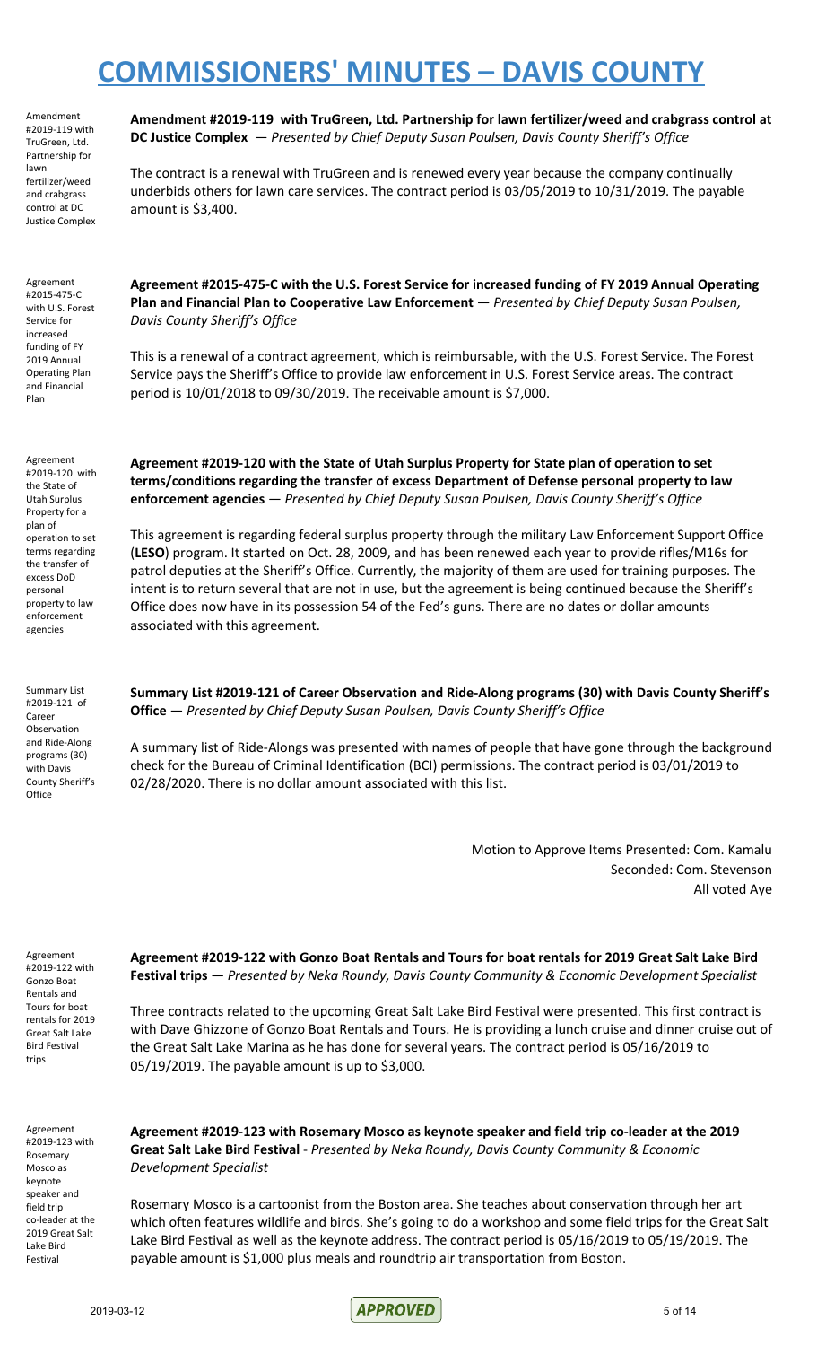# COMMISSIONERS' MINUTES – DAVIS COUNTY

Amendment #2019-119 with TruGreen, Ltd. Partnership for lawn fertilizer/weed and crabgrass control at DC Justice Complex

**Amendment #2019-119 with TruGreen, Ltd. Partnership for lawn fertilizer/weed and crabgrass control at DC Justice Complex** — *Presented by Chief Deputy Susan Poulsen, Davis County Sheriff's Office*

The contract is a renewal with TruGreen and is renewed every year because the company continually underbids others for lawn care services. The contract period is 03/05/2019 to 10/31/2019. The payable amount is $3,400.

Agreement #2015-475-C with U.S. Forest Service for increased funding of FY 2019 Annual Operating Plan and Financial Plan

**Agreement #2015-475-C with the U.S. Forest Service for increased funding of FY 2019 Annual Operating Plan and Financial Plan to Cooperative Law Enforcement** — *Presented by Chief Deputy Susan Poulsen, Davis County Sheriff's Office*

This is a renewal of a contract agreement, which is reimbursable, with the U.S. Forest Service. The Forest Service pays the Sheriff's Office to provide law enforcement in U.S. Forest Service areas. The contract period is 10/01/2018 to 09/30/2019. The receivable amount is $7,000.

Agreement #2019-120 with the State of Utah Surplus Property for a plan of operation to set terms regarding the transfer of excess DoD personal property to law enforcement agencies

**Agreement #2019-120 with the State of Utah Surplus Property for State plan of operation to set terms/conditions regarding the transfer of excess Department of Defense personal property to law enforcement agencies** — *Presented by Chief Deputy Susan Poulsen, Davis County Sheriff's Office*

This agreement is regarding federal surplus property through the military Law Enforcement Support Office (**LESO**) program. It started on Oct. 28, 2009, and has been renewed each year to provide rifles/M16s for patrol deputies at the Sheriff's Office. Currently, the majority of them are used for training purposes. The intent is to return several that are not in use, but the agreement is being continued because the Sheriff's Office does now have in its possession 54 of the Fed's guns. There are no dates or dollar amounts associated with this agreement.

Summary List #2019-121 of Career Observation and Ride-Along programs (30) with Davis County Sheriff's Office

**Summary List #2019-121 of Career Observation and Ride-Along programs (30) with Davis County Sheriff's Office** — *Presented by Chief Deputy Susan Poulsen, Davis County Sheriff's Office*

A summary list of Ride-Alongs was presented with names of people that have gone through the background check for the Bureau of Criminal Identification (BCI) permissions. The contract period is 03/01/2019 to 02/28/2020. There is no dollar amount associated with this list.

Motion to Approve Items Presented: Com. Kamalu
Seconded: Com. Stevenson
All voted Aye

Agreement #2019-122 with Gonzo Boat Rentals and Tours for boat rentals for 2019 Great Salt Lake Bird Festival trips

**Agreement #2019-122 with Gonzo Boat Rentals and Tours for boat rentals for 2019 Great Salt Lake Bird Festival trips** — *Presented by Neka Roundy, Davis County Community & Economic Development Specialist*

Three contracts related to the upcoming Great Salt Lake Bird Festival were presented. This first contract is with Dave Ghizzone of Gonzo Boat Rentals and Tours. He is providing a lunch cruise and dinner cruise out of the Great Salt Lake Marina as he has done for several years. The contract period is 05/16/2019 to 05/19/2019. The payable amount is up to $3,000.

Agreement #2019-123 with Rosemary Mosco as keynote speaker and field trip co-leader at the 2019 Great Salt Lake Bird Festival

**Agreement #2019-123 with Rosemary Mosco as keynote speaker and field trip co-leader at the 2019 Great Salt Lake Bird Festival** - *Presented by Neka Roundy, Davis County Community & Economic Development Specialist*

Rosemary Mosco is a cartoonist from the Boston area. She teaches about conservation through her art which often features wildlife and birds. She's going to do a workshop and some field trips for the Great Salt Lake Bird Festival as well as the keynote address. The contract period is 05/16/2019 to 05/19/2019. The payable amount is $1,000 plus meals and roundtrip air transportation from Boston.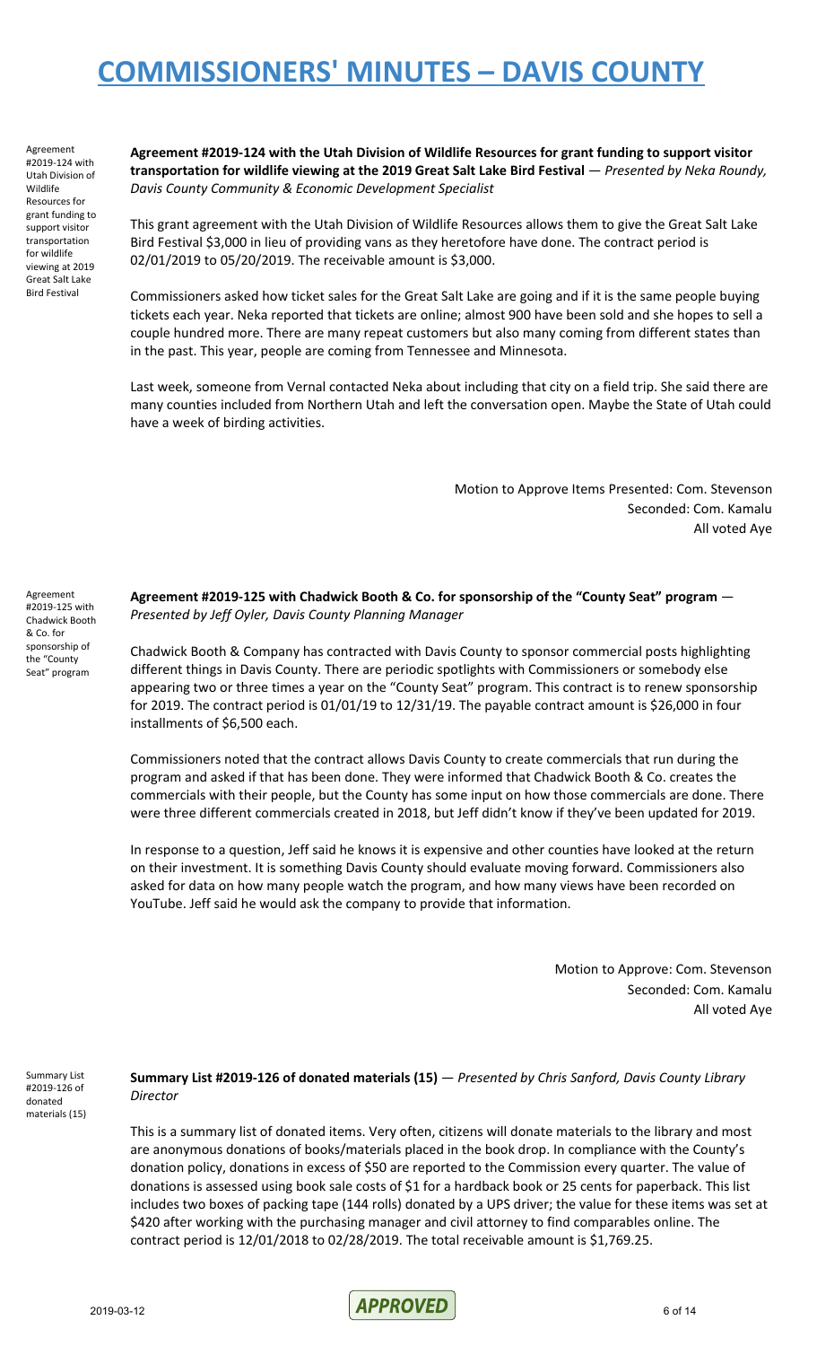# COMMISSIONERS' MINUTES – DAVIS COUNTY

Agreement #2019-124 with Utah Division of Wildlife Resources for grant funding to support visitor transportation for wildlife viewing at 2019 Great Salt Lake Bird Festival

**Agreement #2019-124 with the Utah Division of Wildlife Resources for grant funding to support visitor transportation for wildlife viewing at the 2019 Great Salt Lake Bird Festival** — *Presented by Neka Roundy, Davis County Community & Economic Development Specialist*

This grant agreement with the Utah Division of Wildlife Resources allows them to give the Great Salt Lake Bird Festival $3,000 in lieu of providing vans as they heretofore have done. The contract period is 02/01/2019 to 05/20/2019. The receivable amount is $3,000.

Commissioners asked how ticket sales for the Great Salt Lake are going and if it is the same people buying tickets each year. Neka reported that tickets are online; almost 900 have been sold and she hopes to sell a couple hundred more. There are many repeat customers but also many coming from different states than in the past. This year, people are coming from Tennessee and Minnesota.

Last week, someone from Vernal contacted Neka about including that city on a field trip. She said there are many counties included from Northern Utah and left the conversation open. Maybe the State of Utah could have a week of birding activities.

Motion to Approve Items Presented: Com. Stevenson
Seconded: Com. Kamalu
All voted Aye

Agreement #2019-125 with Chadwick Booth & Co. for sponsorship of the "County Seat" program

**Agreement #2019-125 with Chadwick Booth & Co. for sponsorship of the "County Seat" program** — *Presented by Jeff Oyler, Davis County Planning Manager*

Chadwick Booth & Company has contracted with Davis County to sponsor commercial posts highlighting different things in Davis County. There are periodic spotlights with Commissioners or somebody else appearing two or three times a year on the "County Seat" program. This contract is to renew sponsorship for 2019. The contract period is 01/01/19 to 12/31/19. The payable contract amount is $26,000 in four installments of $6,500 each.

Commissioners noted that the contract allows Davis County to create commercials that run during the program and asked if that has been done. They were informed that Chadwick Booth & Co. creates the commercials with their people, but the County has some input on how those commercials are done. There were three different commercials created in 2018, but Jeff didn't know if they've been updated for 2019.

In response to a question, Jeff said he knows it is expensive and other counties have looked at the return on their investment. It is something Davis County should evaluate moving forward. Commissioners also asked for data on how many people watch the program, and how many views have been recorded on YouTube. Jeff said he would ask the company to provide that information.

Motion to Approve: Com. Stevenson
Seconded: Com. Kamalu
All voted Aye

Summary List #2019-126 of donated materials (15)

**Summary List #2019-126 of donated materials (15)** — *Presented by Chris Sanford, Davis County Library Director*

This is a summary list of donated items. Very often, citizens will donate materials to the library and most are anonymous donations of books/materials placed in the book drop. In compliance with the County's donation policy, donations in excess of $50 are reported to the Commission every quarter. The value of donations is assessed using book sale costs of $1 for a hardback book or 25 cents for paperback. This list includes two boxes of packing tape (144 rolls) donated by a UPS driver; the value for these items was set at $420 after working with the purchasing manager and civil attorney to find comparables online. The contract period is 12/01/2018 to 02/28/2019. The total receivable amount is $1,769.25.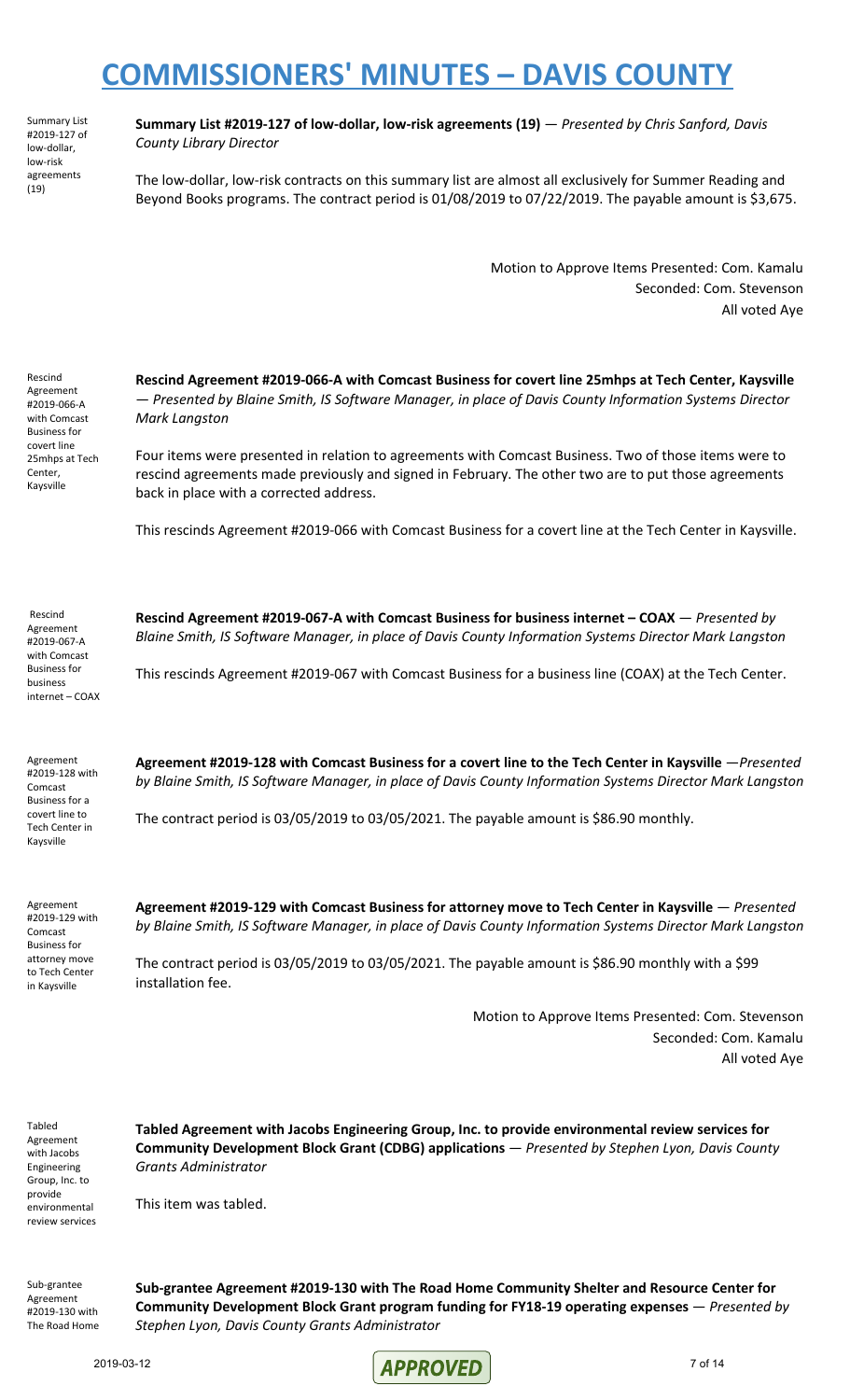# COMMISSIONERS' MINUTES – DAVIS COUNTY

Summary List #2019-127 of low-dollar, low-risk agreements (19)

**Summary List #2019-127 of low-dollar, low-risk agreements (19)** — *Presented by Chris Sanford, Davis County Library Director*

The low-dollar, low-risk contracts on this summary list are almost all exclusively for Summer Reading and Beyond Books programs. The contract period is 01/08/2019 to 07/22/2019. The payable amount is $3,675.

Motion to Approve Items Presented: Com. Kamalu
Seconded: Com. Stevenson
All voted Aye

Rescind Agreement #2019-066-A with Comcast Business for covert line 25mhps at Tech Center, Kaysville

**Rescind Agreement #2019-066-A with Comcast Business for covert line 25mhps at Tech Center, Kaysville** — *Presented by Blaine Smith, IS Software Manager, in place of Davis County Information Systems Director Mark Langston*

Four items were presented in relation to agreements with Comcast Business. Two of those items were to rescind agreements made previously and signed in February. The other two are to put those agreements back in place with a corrected address.

This rescinds Agreement #2019-066 with Comcast Business for a covert line at the Tech Center in Kaysville.

Rescind Agreement #2019-067-A with Comcast Business for business internet – COAX

**Rescind Agreement #2019-067-A with Comcast Business for business internet – COAX** — *Presented by Blaine Smith, IS Software Manager, in place of Davis County Information Systems Director Mark Langston*

This rescinds Agreement #2019-067 with Comcast Business for a business line (COAX) at the Tech Center.

Agreement #2019-128 with Comcast Business for a covert line to Tech Center in Kaysville

**Agreement #2019-128 with Comcast Business for a covert line to the Tech Center in Kaysville** —*Presented by Blaine Smith, IS Software Manager, in place of Davis County Information Systems Director Mark Langston*

The contract period is 03/05/2019 to 03/05/2021. The payable amount is $86.90 monthly.

Agreement #2019-129 with Comcast Business for attorney move to Tech Center in Kaysville

**Agreement #2019-129 with Comcast Business for attorney move to Tech Center in Kaysville** — *Presented by Blaine Smith, IS Software Manager, in place of Davis County Information Systems Director Mark Langston*

The contract period is 03/05/2019 to 03/05/2021. The payable amount is $86.90 monthly with a $99 installation fee.

Motion to Approve Items Presented: Com. Stevenson
Seconded: Com. Kamalu
All voted Aye

Tabled Agreement with Jacobs Engineering Group, Inc. to provide environmental review services

**Tabled Agreement with Jacobs Engineering Group, Inc. to provide environmental review services for Community Development Block Grant (CDBG) applications** — *Presented by Stephen Lyon, Davis County Grants Administrator*

This item was tabled.

Sub-grantee Agreement #2019-130 with The Road Home

**Sub-grantee Agreement #2019-130 with The Road Home Community Shelter and Resource Center for Community Development Block Grant program funding for FY18-19 operating expenses** — *Presented by Stephen Lyon, Davis County Grants Administrator*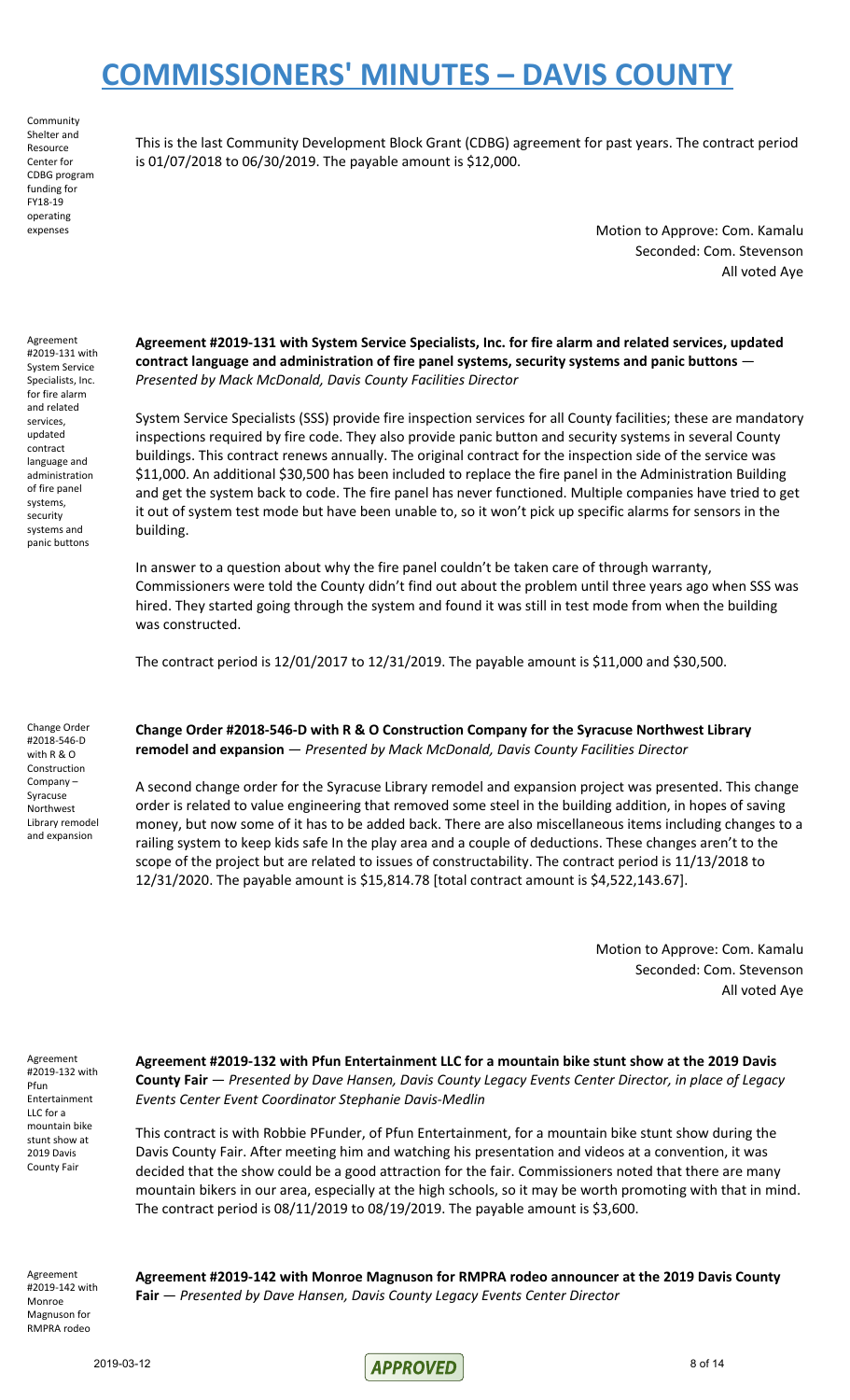# COMMISSIONERS' MINUTES – DAVIS COUNTY

Community Shelter and Resource Center for CDBG program funding for FY18-19 operating expenses

This is the last Community Development Block Grant (CDBG) agreement for past years. The contract period is 01/07/2018 to 06/30/2019. The payable amount is $12,000.

Motion to Approve: Com. Kamalu
Seconded: Com. Stevenson
All voted Aye

Agreement #2019-131 with System Service Specialists, Inc. for fire alarm and related services, updated contract language and administration of fire panel systems, security systems and panic buttons

**Agreement #2019-131 with System Service Specialists, Inc. for fire alarm and related services, updated contract language and administration of fire panel systems, security systems and panic buttons** — *Presented by Mack McDonald, Davis County Facilities Director*

System Service Specialists (SSS) provide fire inspection services for all County facilities; these are mandatory inspections required by fire code. They also provide panic button and security systems in several County buildings. This contract renews annually. The original contract for the inspection side of the service was $11,000. An additional $30,500 has been included to replace the fire panel in the Administration Building and get the system back to code. The fire panel has never functioned. Multiple companies have tried to get it out of system test mode but have been unable to, so it won't pick up specific alarms for sensors in the building.

In answer to a question about why the fire panel couldn't be taken care of through warranty, Commissioners were told the County didn't find out about the problem until three years ago when SSS was hired. They started going through the system and found it was still in test mode from when the building was constructed.

The contract period is 12/01/2017 to 12/31/2019. The payable amount is $11,000 and $30,500.

Change Order #2018-546-D with R & O Construction Company – Syracuse Northwest Library remodel and expansion

**Change Order #2018-546-D with R & O Construction Company for the Syracuse Northwest Library remodel and expansion** — *Presented by Mack McDonald, Davis County Facilities Director*

A second change order for the Syracuse Library remodel and expansion project was presented. This change order is related to value engineering that removed some steel in the building addition, in hopes of saving money, but now some of it has to be added back. There are also miscellaneous items including changes to a railing system to keep kids safe In the play area and a couple of deductions. These changes aren't to the scope of the project but are related to issues of constructability. The contract period is 11/13/2018 to 12/31/2020. The payable amount is $15,814.78 [total contract amount is $4,522,143.67].

Motion to Approve: Com. Kamalu
Seconded: Com. Stevenson
All voted Aye

Agreement #2019-132 with Pfun Entertainment LLC for a mountain bike stunt show at 2019 Davis County Fair

**Agreement #2019-132 with Pfun Entertainment LLC for a mountain bike stunt show at the 2019 Davis County Fair** — *Presented by Dave Hansen, Davis County Legacy Events Center Director, in place of Legacy Events Center Event Coordinator Stephanie Davis-Medlin*

This contract is with Robbie PFunder, of Pfun Entertainment, for a mountain bike stunt show during the Davis County Fair. After meeting him and watching his presentation and videos at a convention, it was decided that the show could be a good attraction for the fair. Commissioners noted that there are many mountain bikers in our area, especially at the high schools, so it may be worth promoting with that in mind. The contract period is 08/11/2019 to 08/19/2019. The payable amount is $3,600.

Agreement #2019-142 with Monroe Magnuson for RMPRA rodeo

**Agreement #2019-142 with Monroe Magnuson for RMPRA rodeo announcer at the 2019 Davis County Fair** — *Presented by Dave Hansen, Davis County Legacy Events Center Director*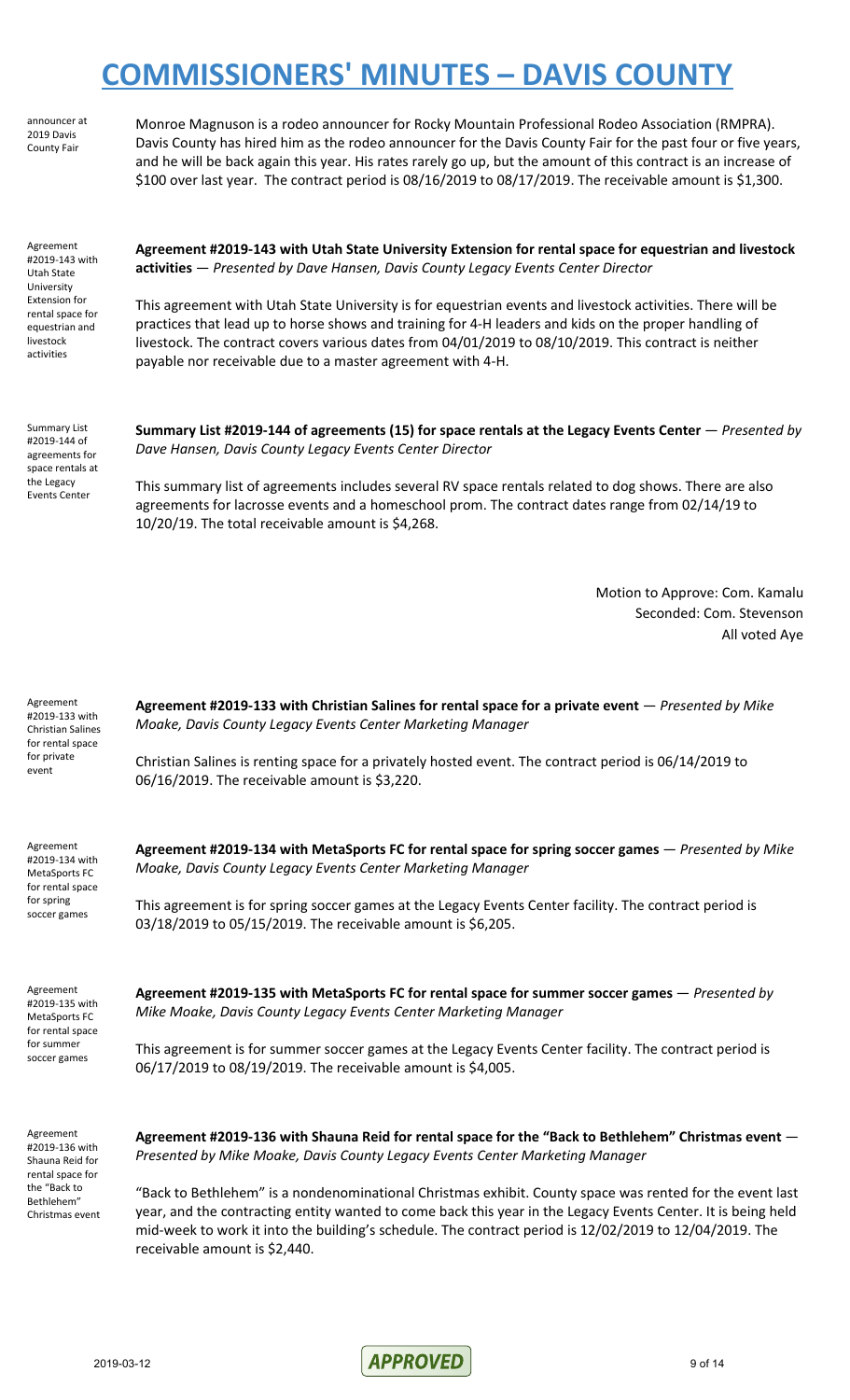announcer at 2019 Davis County Fair

Monroe Magnuson is a rodeo announcer for Rocky Mountain Professional Rodeo Association (RMPRA). Davis County has hired him as the rodeo announcer for the Davis County Fair for the past four or five years, and he will be back again this year. His rates rarely go up, but the amount of this contract is an increase of $100 over last year. The contract period is 08/16/2019 to 08/17/2019. The receivable amount is $1,300.

Agreement #2019-143 with Utah State University Extension for rental space for equestrian and livestock activities

**Agreement #2019-143 with Utah State University Extension for rental space for equestrian and livestock activities** — *Presented by Dave Hansen, Davis County Legacy Events Center Director*

This agreement with Utah State University is for equestrian events and livestock activities. There will be practices that lead up to horse shows and training for 4-H leaders and kids on the proper handling of livestock. The contract covers various dates from 04/01/2019 to 08/10/2019. This contract is neither payable nor receivable due to a master agreement with 4-H.

Summary List #2019-144 of agreements for space rentals at the Legacy Events Center

**Summary List #2019-144 of agreements (15) for space rentals at the Legacy Events Center** — *Presented by Dave Hansen, Davis County Legacy Events Center Director*

This summary list of agreements includes several RV space rentals related to dog shows. There are also agreements for lacrosse events and a homeschool prom. The contract dates range from 02/14/19 to 10/20/19. The total receivable amount is $4,268.

Motion to Approve: Com. Kamalu
Seconded: Com. Stevenson
All voted Aye

Agreement #2019-133 with Christian Salines for rental space for private event

**Agreement #2019-133 with Christian Salines for rental space for a private event** — *Presented by Mike Moake, Davis County Legacy Events Center Marketing Manager*

Christian Salines is renting space for a privately hosted event. The contract period is 06/14/2019 to 06/16/2019. The receivable amount is $3,220.

Agreement #2019-134 with MetaSports FC for rental space for spring soccer games

**Agreement #2019-134 with MetaSports FC for rental space for spring soccer games** — *Presented by Mike Moake, Davis County Legacy Events Center Marketing Manager*

This agreement is for spring soccer games at the Legacy Events Center facility. The contract period is 03/18/2019 to 05/15/2019. The receivable amount is $6,205.

Agreement #2019-135 with MetaSports FC for rental space for summer soccer games

**Agreement #2019-135 with MetaSports FC for rental space for summer soccer games** — *Presented by Mike Moake, Davis County Legacy Events Center Marketing Manager*

This agreement is for summer soccer games at the Legacy Events Center facility. The contract period is 06/17/2019 to 08/19/2019. The receivable amount is $4,005.

Agreement #2019-136 with Shauna Reid for rental space for the "Back to Bethlehem" Christmas event

**Agreement #2019-136 with Shauna Reid for rental space for the "Back to Bethlehem" Christmas event** — *Presented by Mike Moake, Davis County Legacy Events Center Marketing Manager*

"Back to Bethlehem" is a nondenominational Christmas exhibit. County space was rented for the event last year, and the contracting entity wanted to come back this year in the Legacy Events Center. It is being held mid-week to work it into the building's schedule. The contract period is 12/02/2019 to 12/04/2019. The receivable amount is $2,440.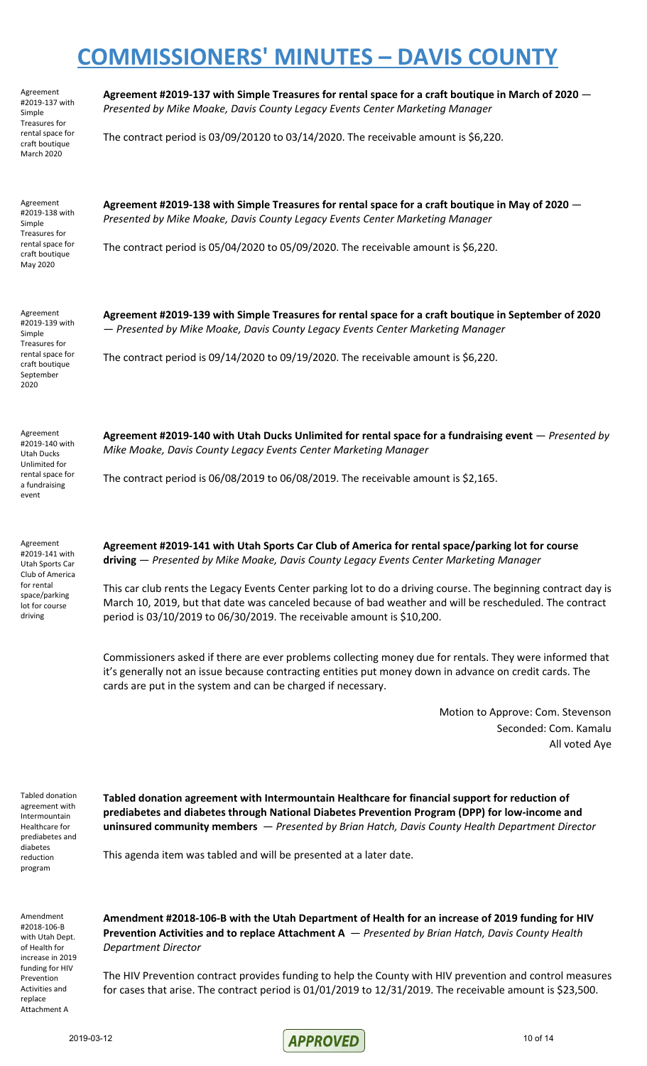# COMMISSIONERS' MINUTES – DAVIS COUNTY

Agreement #2019-137 with Simple Treasures for rental space for craft boutique March 2020

**Agreement #2019-137 with Simple Treasures for rental space for a craft boutique in March of 2020** — *Presented by Mike Moake, Davis County Legacy Events Center Marketing Manager*

The contract period is 03/09/20120 to 03/14/2020. The receivable amount is $6,220.

Agreement #2019-138 with Simple Treasures for rental space for craft boutique May 2020

**Agreement #2019-138 with Simple Treasures for rental space for a craft boutique in May of 2020** — *Presented by Mike Moake, Davis County Legacy Events Center Marketing Manager*

The contract period is 05/04/2020 to 05/09/2020. The receivable amount is $6,220.

Agreement #2019-139 with Simple Treasures for rental space for craft boutique September 2020

**Agreement #2019-139 with Simple Treasures for rental space for a craft boutique in September of 2020** — *Presented by Mike Moake, Davis County Legacy Events Center Marketing Manager*

The contract period is 09/14/2020 to 09/19/2020. The receivable amount is $6,220.

Agreement #2019-140 with Utah Ducks Unlimited for rental space for a fundraising event

**Agreement #2019-140 with Utah Ducks Unlimited for rental space for a fundraising event** — *Presented by Mike Moake, Davis County Legacy Events Center Marketing Manager*

The contract period is 06/08/2019 to 06/08/2019. The receivable amount is $2,165.

Agreement #2019-141 with Utah Sports Car Club of America for rental space/parking lot for course driving

**Agreement #2019-141 with Utah Sports Car Club of America for rental space/parking lot for course driving** — *Presented by Mike Moake, Davis County Legacy Events Center Marketing Manager*

This car club rents the Legacy Events Center parking lot to do a driving course. The beginning contract day is March 10, 2019, but that date was canceled because of bad weather and will be rescheduled. The contract period is 03/10/2019 to 06/30/2019. The receivable amount is $10,200.

Commissioners asked if there are ever problems collecting money due for rentals. They were informed that it's generally not an issue because contracting entities put money down in advance on credit cards. The cards are put in the system and can be charged if necessary.

Motion to Approve: Com. Stevenson
Seconded: Com. Kamalu
All voted Aye

Tabled donation agreement with Intermountain Healthcare for prediabetes and diabetes reduction program

**Tabled donation agreement with Intermountain Healthcare for financial support for reduction of prediabetes and diabetes through National Diabetes Prevention Program (DPP) for low-income and uninsured community members** — *Presented by Brian Hatch, Davis County Health Department Director*

This agenda item was tabled and will be presented at a later date.

Amendment #2018-106-B with Utah Dept. of Health for increase in 2019 funding for HIV Prevention Activities and replace Attachment A

**Amendment #2018-106-B with the Utah Department of Health for an increase of 2019 funding for HIV Prevention Activities and to replace Attachment A** — *Presented by Brian Hatch, Davis County Health Department Director*

The HIV Prevention contract provides funding to help the County with HIV prevention and control measures for cases that arise. The contract period is 01/01/2019 to 12/31/2019. The receivable amount is $23,500.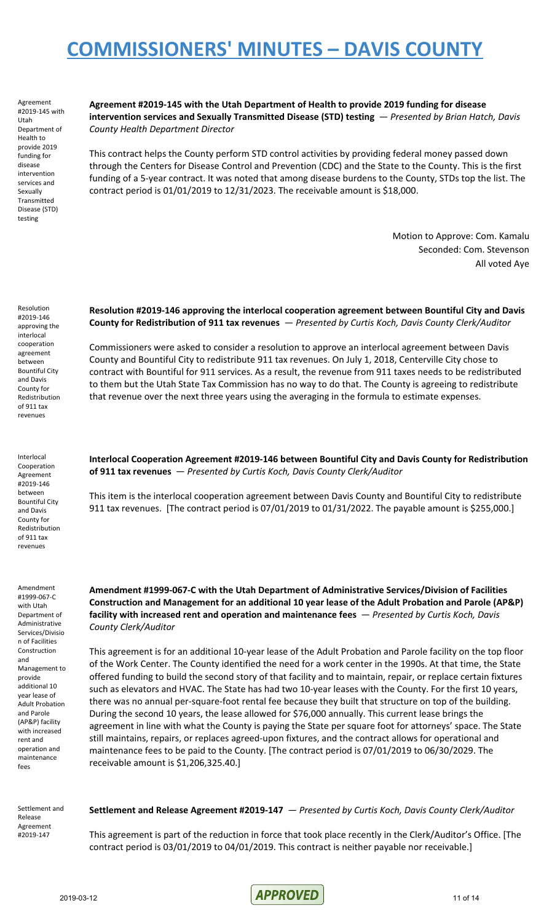# COMMISSIONERS' MINUTES – DAVIS COUNTY

Agreement #2019-145 with Utah Department of Health to provide 2019 funding for disease intervention services and Sexually Transmitted Disease (STD) testing

**Agreement #2019-145 with the Utah Department of Health to provide 2019 funding for disease intervention services and Sexually Transmitted Disease (STD) testing** — *Presented by Brian Hatch, Davis County Health Department Director*

This contract helps the County perform STD control activities by providing federal money passed down through the Centers for Disease Control and Prevention (CDC) and the State to the County. This is the first funding of a 5-year contract. It was noted that among disease burdens to the County, STDs top the list. The contract period is 01/01/2019 to 12/31/2023. The receivable amount is $18,000.

Motion to Approve: Com. Kamalu
Seconded: Com. Stevenson
All voted Aye

Resolution #2019-146 approving the interlocal cooperation agreement between Bountiful City and Davis County for Redistribution of 911 tax revenues

**Resolution #2019-146 approving the interlocal cooperation agreement between Bountiful City and Davis County for Redistribution of 911 tax revenues** — *Presented by Curtis Koch, Davis County Clerk/Auditor*

Commissioners were asked to consider a resolution to approve an interlocal agreement between Davis County and Bountiful City to redistribute 911 tax revenues. On July 1, 2018, Centerville City chose to contract with Bountiful for 911 services. As a result, the revenue from 911 taxes needs to be redistributed to them but the Utah State Tax Commission has no way to do that. The County is agreeing to redistribute that revenue over the next three years using the averaging in the formula to estimate expenses.

Interlocal Cooperation Agreement #2019-146 between Bountiful City and Davis County for Redistribution of 911 tax revenues

**Interlocal Cooperation Agreement #2019-146 between Bountiful City and Davis County for Redistribution of 911 tax revenues** — *Presented by Curtis Koch, Davis County Clerk/Auditor*

This item is the interlocal cooperation agreement between Davis County and Bountiful City to redistribute 911 tax revenues. [The contract period is 07/01/2019 to 01/31/2022. The payable amount is $255,000.]

Amendment #1999-067-C with Utah Department of Administrative Services/Division of Facilities Construction and Management to provide additional 10 year lease of Adult Probation and Parole (AP&P) facility with increased rent and operation and maintenance fees

**Amendment #1999-067-C with the Utah Department of Administrative Services/Division of Facilities Construction and Management for an additional 10 year lease of the Adult Probation and Parole (AP&P) facility with increased rent and operation and maintenance fees** — *Presented by Curtis Koch, Davis County Clerk/Auditor*

This agreement is for an additional 10-year lease of the Adult Probation and Parole facility on the top floor of the Work Center. The County identified the need for a work center in the 1990s. At that time, the State offered funding to build the second story of that facility and to maintain, repair, or replace certain fixtures such as elevators and HVAC. The State has had two 10-year leases with the County. For the first 10 years, there was no annual per-square-foot rental fee because they built that structure on top of the building. During the second 10 years, the lease allowed for $76,000 annually. This current lease brings the agreement in line with what the County is paying the State per square foot for attorneys' space. The State still maintains, repairs, or replaces agreed-upon fixtures, and the contract allows for operational and maintenance fees to be paid to the County. [The contract period is 07/01/2019 to 06/30/2029. The receivable amount is $1,206,325.40.]

Settlement and Release Agreement #2019-147

**Settlement and Release Agreement #2019-147** — *Presented by Curtis Koch, Davis County Clerk/Auditor*

This agreement is part of the reduction in force that took place recently in the Clerk/Auditor's Office. [The contract period is 03/01/2019 to 04/01/2019. This contract is neither payable nor receivable.]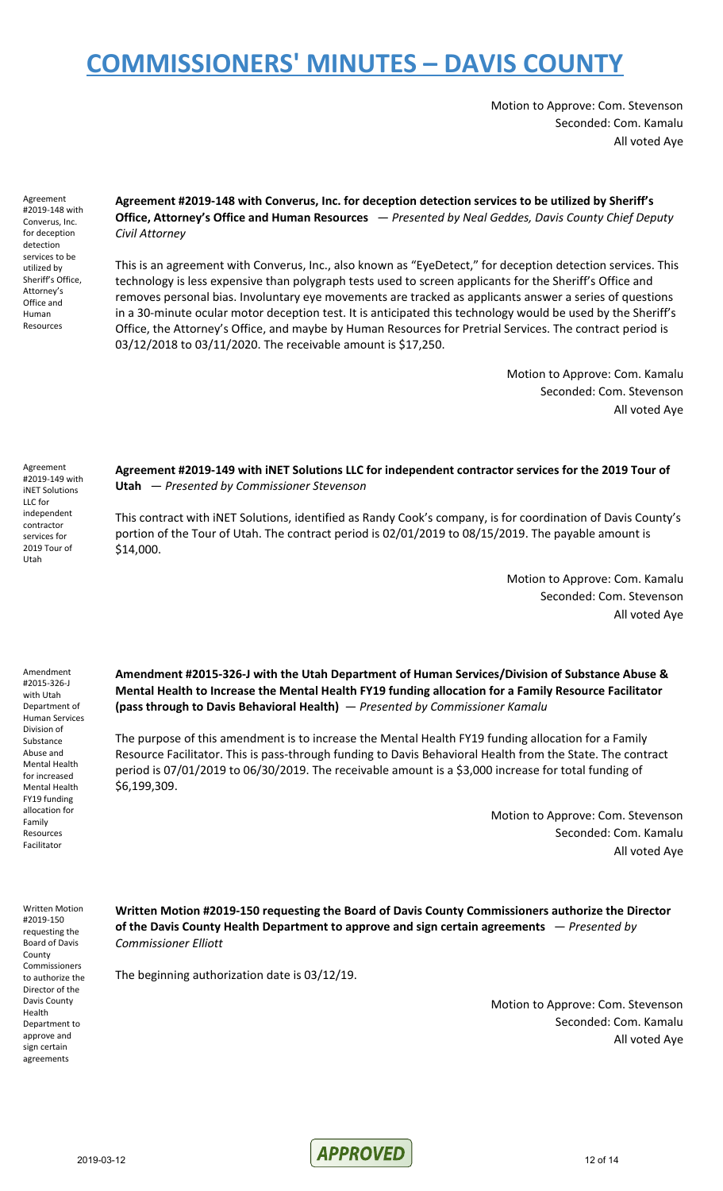Motion to Approve: Com. Stevenson
Seconded: Com. Kamalu
All voted Aye

Agreement #2019-148 with Converus, Inc. for deception detection services to be utilized by Sheriff's Office, Attorney's Office and Human Resources

**Agreement #2019-148 with Converus, Inc. for deception detection services to be utilized by Sheriff's Office, Attorney's Office and Human Resources** — *Presented by Neal Geddes, Davis County Chief Deputy Civil Attorney*

This is an agreement with Converus, Inc., also known as "EyeDetect," for deception detection services. This technology is less expensive than polygraph tests used to screen applicants for the Sheriff's Office and removes personal bias. Involuntary eye movements are tracked as applicants answer a series of questions in a 30-minute ocular motor deception test. It is anticipated this technology would be used by the Sheriff's Office, the Attorney's Office, and maybe by Human Resources for Pretrial Services. The contract period is 03/12/2018 to 03/11/2020. The receivable amount is $17,250.

Motion to Approve: Com. Kamalu
Seconded: Com. Stevenson
All voted Aye

Agreement #2019-149 with iNET Solutions LLC for independent contractor services for 2019 Tour of Utah

**Agreement #2019-149 with iNET Solutions LLC for independent contractor services for the 2019 Tour of Utah** — *Presented by Commissioner Stevenson*

This contract with iNET Solutions, identified as Randy Cook's company, is for coordination of Davis County's portion of the Tour of Utah. The contract period is 02/01/2019 to 08/15/2019. The payable amount is $14,000.

Motion to Approve: Com. Kamalu
Seconded: Com. Stevenson
All voted Aye

Amendment #2015-326-J with Utah Department of Human Services Division of Substance Abuse and Mental Health for increased Mental Health FY19 funding allocation for Family Resources Facilitator

**Amendment #2015-326-J with the Utah Department of Human Services/Division of Substance Abuse & Mental Health to Increase the Mental Health FY19 funding allocation for a Family Resource Facilitator (pass through to Davis Behavioral Health)** — *Presented by Commissioner Kamalu*

The purpose of this amendment is to increase the Mental Health FY19 funding allocation for a Family Resource Facilitator. This is pass-through funding to Davis Behavioral Health from the State. The contract period is 07/01/2019 to 06/30/2019. The receivable amount is a $3,000 increase for total funding of $6,199,309.

Motion to Approve: Com. Stevenson
Seconded: Com. Kamalu
All voted Aye

Written Motion #2019-150 requesting the Board of Davis County Commissioners to authorize the Director of the Davis County Health Department to approve and sign certain agreements

**Written Motion #2019-150 requesting the Board of Davis County Commissioners authorize the Director of the Davis County Health Department to approve and sign certain agreements** — *Presented by Commissioner Elliott*

The beginning authorization date is 03/12/19.

Motion to Approve: Com. Stevenson
Seconded: Com. Kamalu
All voted Aye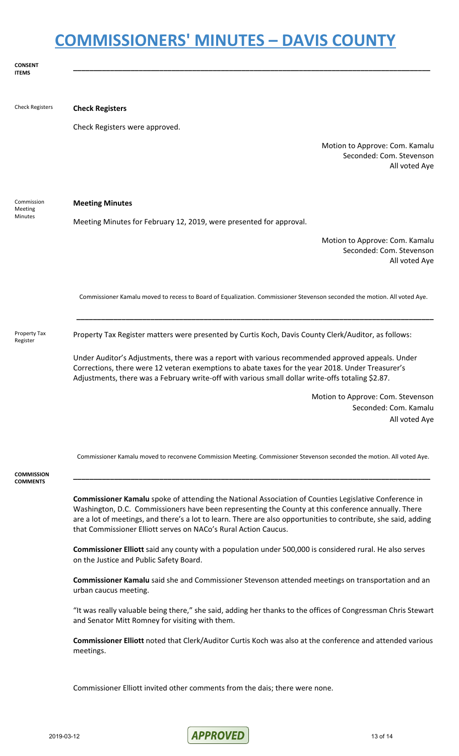# COMMISSIONERS' MINUTES – DAVIS COUNTY

**CONSENT ITEMS**

---

Check Registers

**Check Registers**

Check Registers were approved.

Motion to Approve: Com. Kamalu
Seconded: Com. Stevenson
All voted Aye

Commission Meeting Minutes

**Meeting Minutes**

Meeting Minutes for February 12, 2019, were presented for approval.

Motion to Approve: Com. Kamalu
Seconded: Com. Stevenson
All voted Aye

Commissioner Kamalu moved to recess to Board of Equalization. Commissioner Stevenson seconded the motion. All voted Aye.

---

Property Tax Register

Property Tax Register matters were presented by Curtis Koch, Davis County Clerk/Auditor, as follows:

Under Auditor's Adjustments, there was a report with various recommended approved appeals. Under Corrections, there were 12 veteran exemptions to abate taxes for the year 2018. Under Treasurer's Adjustments, there was a February write-off with various small dollar write-offs totaling $2.87.

Motion to Approve: Com. Stevenson
Seconded: Com. Kamalu
All voted Aye

Commissioner Kamalu moved to reconvene Commission Meeting. Commissioner Stevenson seconded the motion. All voted Aye.

**COMMISSION COMMENTS**

---

**Commissioner Kamalu** spoke of attending the National Association of Counties Legislative Conference in Washington, D.C. Commissioners have been representing the County at this conference annually. There are a lot of meetings, and there's a lot to learn. There are also opportunities to contribute, she said, adding that Commissioner Elliott serves on NACo's Rural Action Caucus.

**Commissioner Elliott** said any county with a population under 500,000 is considered rural. He also serves on the Justice and Public Safety Board.

**Commissioner Kamalu** said she and Commissioner Stevenson attended meetings on transportation and an urban caucus meeting.

"It was really valuable being there," she said, adding her thanks to the offices of Congressman Chris Stewart and Senator Mitt Romney for visiting with them.

**Commissioner Elliott** noted that Clerk/Auditor Curtis Koch was also at the conference and attended various meetings.

Commissioner Elliott invited other comments from the dais; there were none.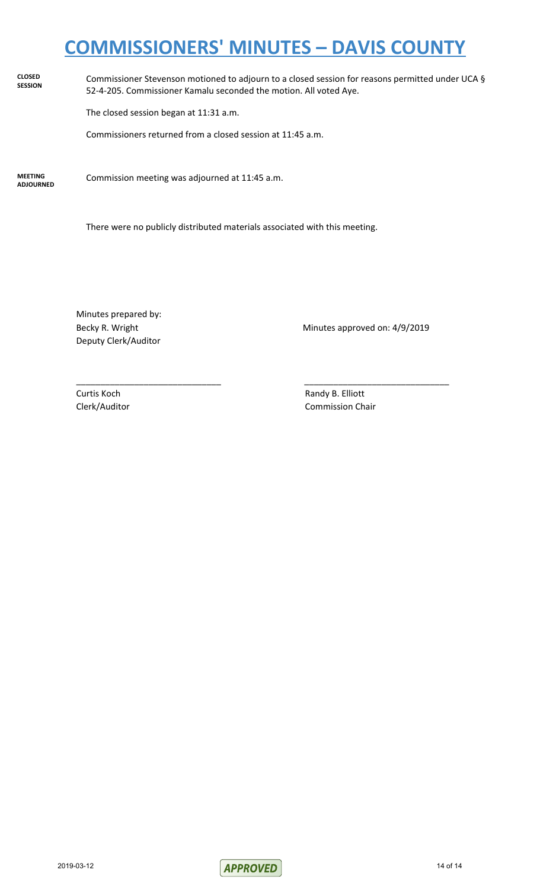# COMMISSIONERS' MINUTES – DAVIS COUNTY

**CLOSED SESSION**

Commissioner Stevenson motioned to adjourn to a closed session for reasons permitted under UCA § 52-4-205. Commissioner Kamalu seconded the motion. All voted Aye.

The closed session began at 11:31 a.m.

Commissioners returned from a closed session at 11:45 a.m.

**MEETING ADJOURNED**

Commission meeting was adjourned at 11:45 a.m.

There were no publicly distributed materials associated with this meeting.

Minutes prepared by:
Becky R. Wright
Deputy Clerk/Auditor

Minutes approved on: 4/9/2019

\_\_\_\_\_\_\_\_\_\_\_\_\_\_\_\_\_\_\_\_\_\_\_\_\_\_\_\_\_\_
Curtis Koch
Clerk/Auditor

\_\_\_\_\_\_\_\_\_\_\_\_\_\_\_\_\_\_\_\_\_\_\_\_\_\_\_\_\_\_
Randy B. Elliott
Commission Chair

2019-03-12 APPROVED